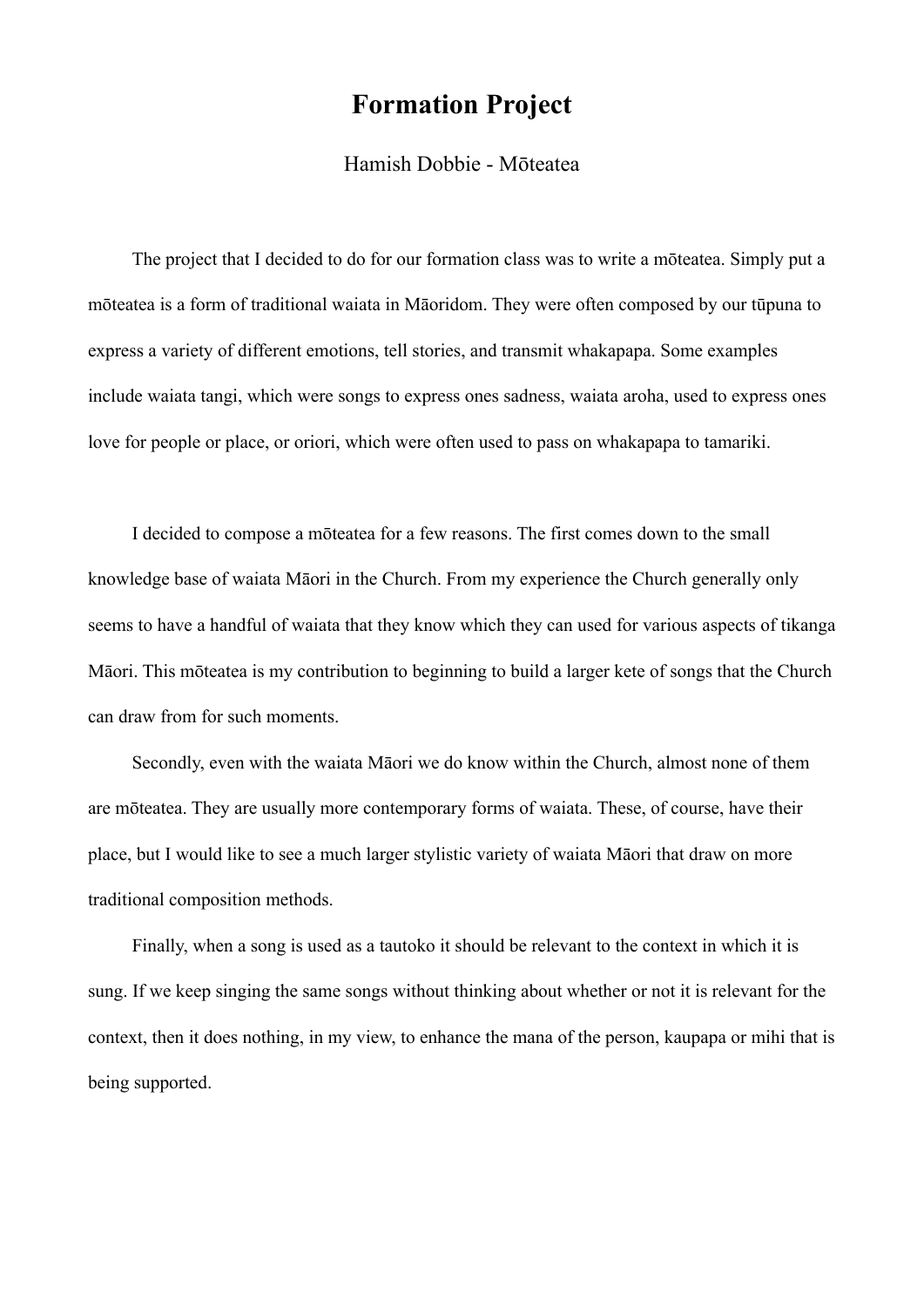# Formation Project

Hamish Dobbie - Mōteatea

The project that I decided to do for our formation class was to write a mōteatea. Simply put a mōteatea is a form of traditional waiata in Māoridom. They were often composed by our tūpuna to express a variety of different emotions, tell stories, and transmit whakapapa. Some examples include waiata tangi, which were songs to express ones sadness, waiata aroha, used to express ones love for people or place, or oriori, which were often used to pass on whakapapa to tamariki.

I decided to compose a mōteatea for a few reasons. The first comes down to the small knowledge base of waiata Māori in the Church. From my experience the Church generally only seems to have a handful of waiata that they know which they can used for various aspects of tikanga Māori. This mōteatea is my contribution to beginning to build a larger kete of songs that the Church can draw from for such moments.

Secondly, even with the waiata Māori we do know within the Church, almost none of them are mōteatea. They are usually more contemporary forms of waiata. These, of course, have their place, but I would like to see a much larger stylistic variety of waiata Māori that draw on more traditional composition methods.

Finally, when a song is used as a tautoko it should be relevant to the context in which it is sung. If we keep singing the same songs without thinking about whether or not it is relevant for the context, then it does nothing, in my view, to enhance the mana of the person, kaupapa or mihi that is being supported.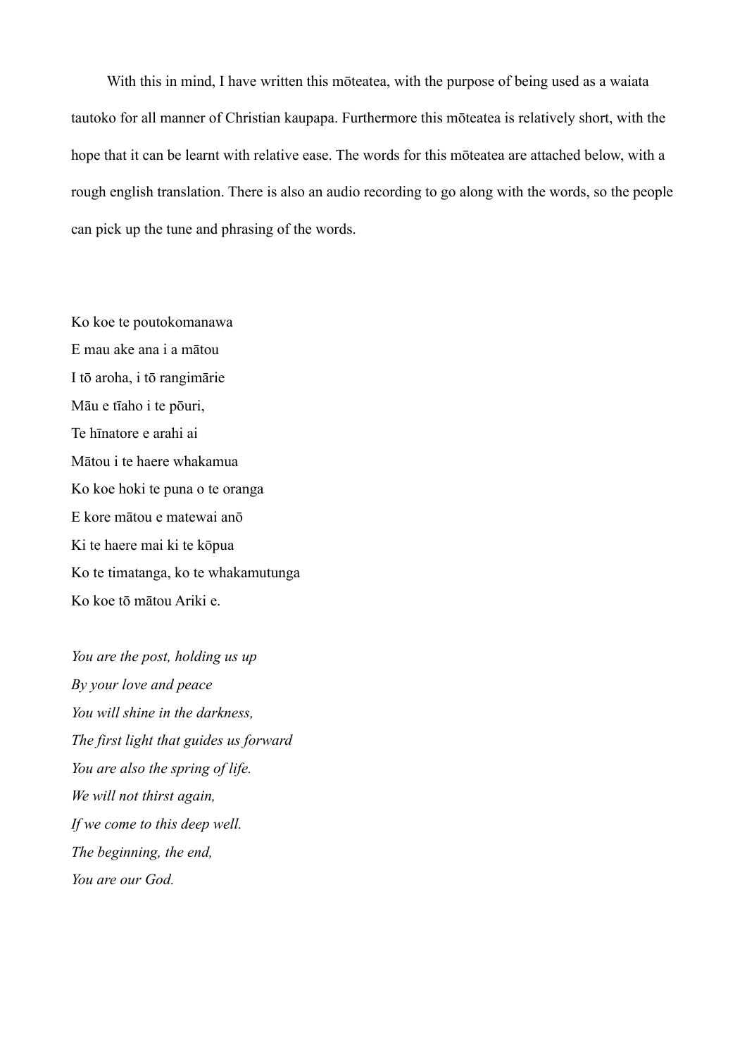With this in mind, I have written this mōteatea, with the purpose of being used as a waiata tautoko for all manner of Christian kaupapa. Furthermore this mōteatea is relatively short, with the hope that it can be learnt with relative ease. The words for this mōteatea are attached below, with a rough english translation. There is also an audio recording to go along with the words, so the people can pick up the tune and phrasing of the words.

Ko koe te poutokomanawa  
E mau ake ana i a mātou  
I tō aroha, i tō rangimārie  
Māu e tīaho i te pōuri,  
Te hīnatore e arahi ai  
Mātou i te haere whakamua  
Ko koe hoki te puna o te oranga  
E kore mātou e matewai anō  
Ki te haere mai ki te kōpua  
Ko te timatanga, ko te whakamutunga  
Ko koe tō mātou Ariki e.

*You are the post, holding us up*  
*By your love and peace*  
*You will shine in the darkness,*  
*The first light that guides us forward*  
*You are also the spring of life.*  
*We will not thirst again,*  
*If we come to this deep well.*  
*The beginning, the end,*  
*You are our God.*